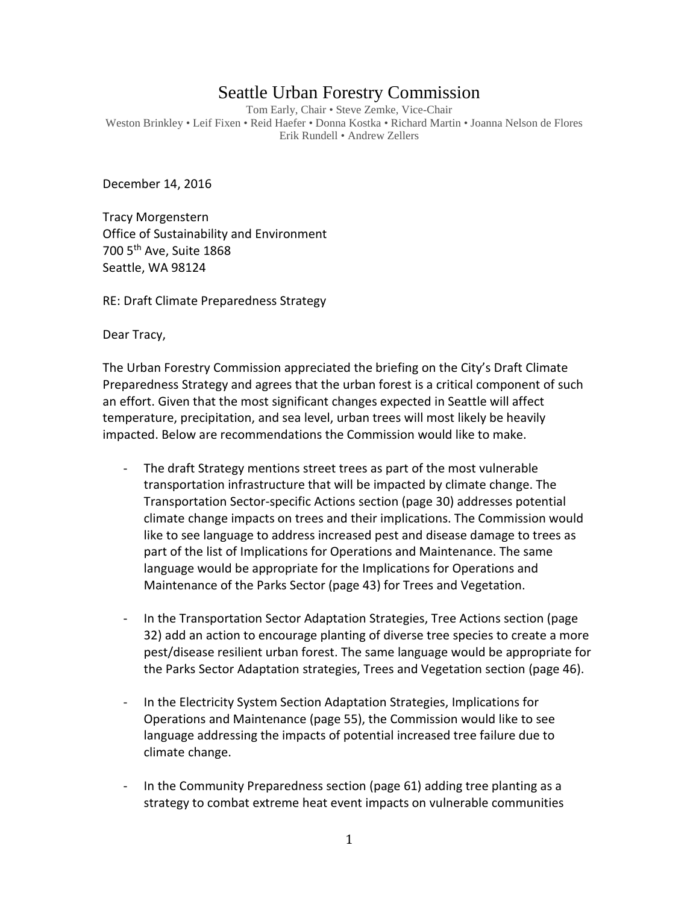# Seattle Urban Forestry Commission

Tom Early, Chair • Steve Zemke, Vice-Chair
Weston Brinkley • Leif Fixen • Reid Haefer • Donna Kostka • Richard Martin • Joanna Nelson de Flores
Erik Rundell • Andrew Zellers

December 14, 2016

Tracy Morgenstern
Office of Sustainability and Environment
700 5th Ave, Suite 1868
Seattle, WA 98124

RE: Draft Climate Preparedness Strategy

Dear Tracy,

The Urban Forestry Commission appreciated the briefing on the City's Draft Climate Preparedness Strategy and agrees that the urban forest is a critical component of such an effort. Given that the most significant changes expected in Seattle will affect temperature, precipitation, and sea level, urban trees will most likely be heavily impacted. Below are recommendations the Commission would like to make.

- The draft Strategy mentions street trees as part of the most vulnerable transportation infrastructure that will be impacted by climate change. The Transportation Sector-specific Actions section (page 30) addresses potential climate change impacts on trees and their implications. The Commission would like to see language to address increased pest and disease damage to trees as part of the list of Implications for Operations and Maintenance. The same language would be appropriate for the Implications for Operations and Maintenance of the Parks Sector (page 43) for Trees and Vegetation.

- In the Transportation Sector Adaptation Strategies, Tree Actions section (page 32) add an action to encourage planting of diverse tree species to create a more pest/disease resilient urban forest. The same language would be appropriate for the Parks Sector Adaptation strategies, Trees and Vegetation section (page 46).

- In the Electricity System Section Adaptation Strategies, Implications for Operations and Maintenance (page 55), the Commission would like to see language addressing the impacts of potential increased tree failure due to climate change.

- In the Community Preparedness section (page 61) adding tree planting as a strategy to combat extreme heat event impacts on vulnerable communities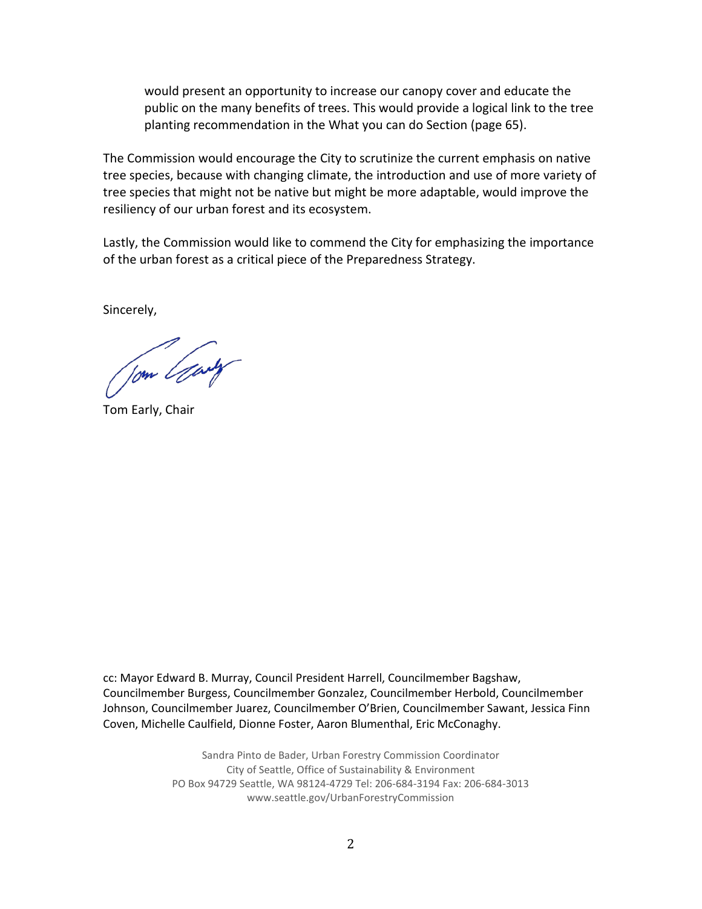would present an opportunity to increase our canopy cover and educate the public on the many benefits of trees. This would provide a logical link to the tree planting recommendation in the What you can do Section (page 65).

The Commission would encourage the City to scrutinize the current emphasis on native tree species, because with changing climate, the introduction and use of more variety of tree species that might not be native but might be more adaptable, would improve the resiliency of our urban forest and its ecosystem.

Lastly, the Commission would like to commend the City for emphasizing the importance of the urban forest as a critical piece of the Preparedness Strategy.

Sincerely,

Tom Early, Chair

cc: Mayor Edward B. Murray, Council President Harrell, Councilmember Bagshaw, Councilmember Burgess, Councilmember Gonzalez, Councilmember Herbold, Councilmember Johnson, Councilmember Juarez, Councilmember O'Brien, Councilmember Sawant, Jessica Finn Coven, Michelle Caulfield, Dionne Foster, Aaron Blumenthal, Eric McConaghy.

Sandra Pinto de Bader, Urban Forestry Commission Coordinator
City of Seattle, Office of Sustainability & Environment
PO Box 94729 Seattle, WA 98124-4729 Tel: 206-684-3194 Fax: 206-684-3013
www.seattle.gov/UrbanForestryCommission